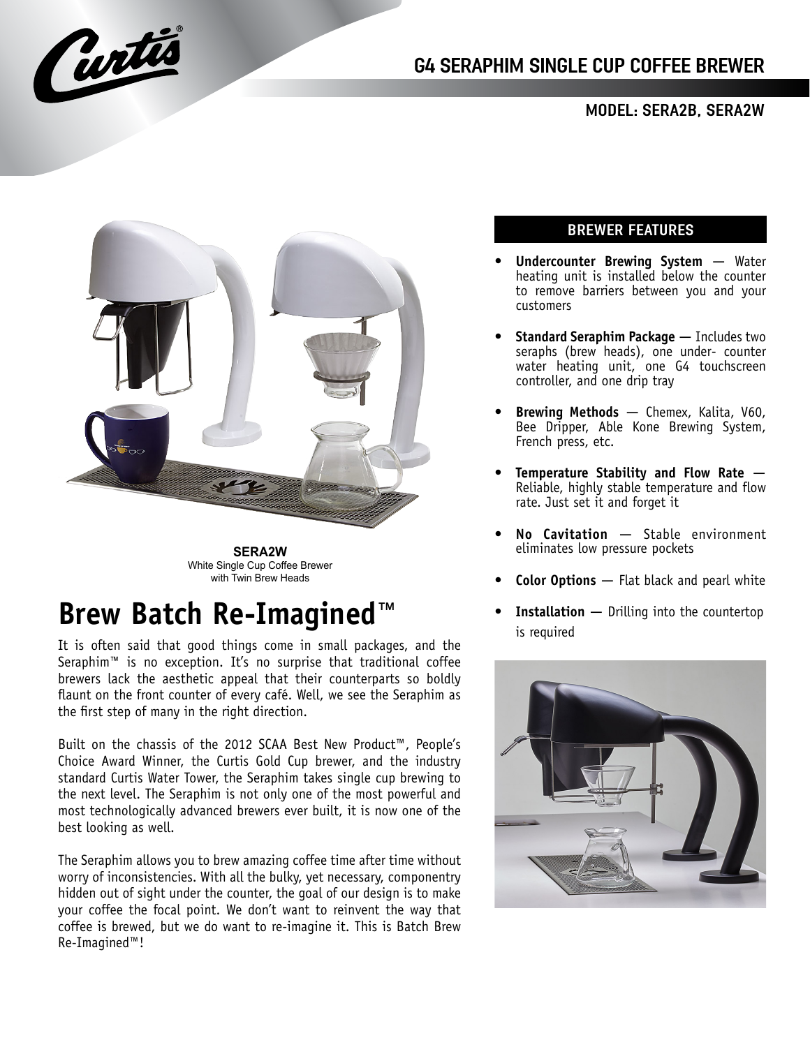# G4 SERAPHIM SINGLE CUP COFFEE BREWER

**MODEL: SERA2B, SERA2W**

**SERA2W**
White Single Cup Coffee Brewer with Twin Brew Heads

## Brew Batch Re-Imagined™

It is often said that good things come in small packages, and the Seraphim™ is no exception. It's no surprise that traditional coffee brewers lack the aesthetic appeal that their counterparts so boldly flaunt on the front counter of every café. Well, we see the Seraphim as the first step of many in the right direction.

Built on the chassis of the 2012 SCAA Best New Product™, People's Choice Award Winner, the Curtis Gold Cup brewer, and the industry standard Curtis Water Tower, the Seraphim takes single cup brewing to the next level. The Seraphim is not only one of the most powerful and most technologically advanced brewers ever built, it is now one of the best looking as well.

The Seraphim allows you to brew amazing coffee time after time without worry of inconsistencies. With all the bulky, yet necessary, componentry hidden out of sight under the counter, the goal of our design is to make your coffee the focal point. We don't want to reinvent the way that coffee is brewed, but we do want to re-imagine it. This is Batch Brew Re-Imagined™!

## BREWER FEATURES

- **Undercounter Brewing System** — Water heating unit is installed below the counter to remove barriers between you and your customers
- **Standard Seraphim Package** — Includes two seraphs (brew heads), one under- counter water heating unit, one G4 touchscreen controller, and one drip tray
- **Brewing Methods** — Chemex, Kalita, V60, Bee Dripper, Able Kone Brewing System, French press, etc.
- **Temperature Stability and Flow Rate** — Reliable, highly stable temperature and flow rate. Just set it and forget it
- **No Cavitation** — Stable environment eliminates low pressure pockets
- **Color Options** — Flat black and pearl white
- **Installation** — Drilling into the countertop is required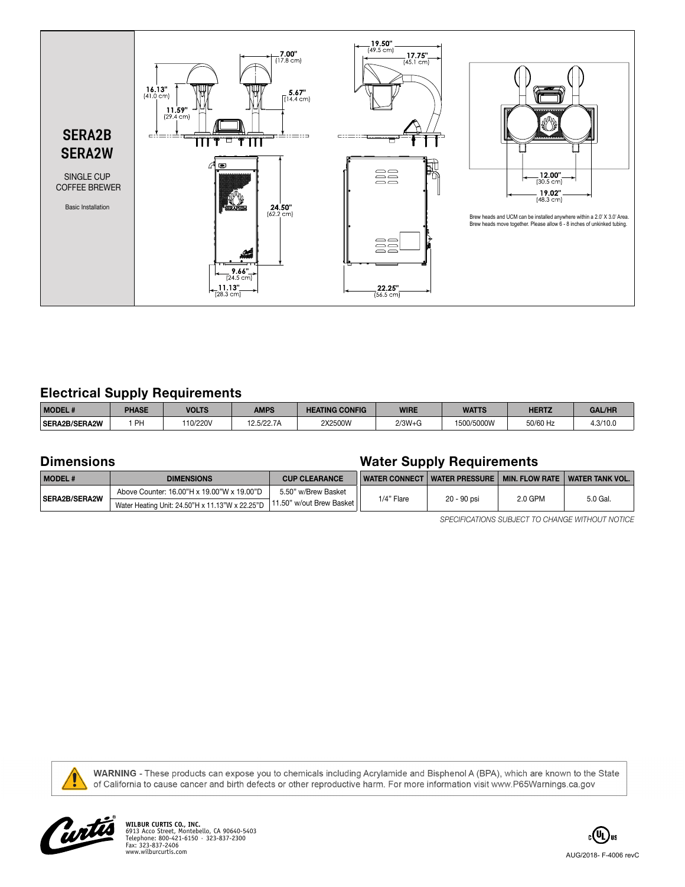# SERA2B
# SERA2W

SINGLE CUP COFFEE BREWER

Basic Installation

16.13" (41.0 cm)
11.59" (29.4 cm)
7.00" (17.8 cm)
5.67" (14.4 cm)
19.50" (49.5 cm)
17.75" (45.1 cm)
24.50" (62.2 cm)
9.66" (24.5 cm)
11.13" (28.3 cm)
22.25" (56.5 cm)
12.00" (30.5 cm)
19.02" (48.3 cm)

Brew heads and UCM can be installed anywhere within a 2.0' X 3.0' Area. Brew heads move together. Please allow 6 - 8 inches of unkinked tubing.

## Electrical Supply Requirements

| MODEL # | PHASE | VOLTS | AMPS | HEATING CONFIG | WIRE | WATTS | HERTZ | GAL/HR |
|---|---|---|---|---|---|---|---|---|
| SERA2B/SERA2W | 1 PH | 110/220V | 12.5/22.7A | 2X2500W | 2/3W+G | 1500/5000W | 50/60 Hz | 4.3/10.0 |

## Dimensions

| MODEL # | DIMENSIONS | CUP CLEARANCE |
|---|---|---|
| SERA2B/SERA2W | Above Counter: 16.00"H x 19.00"W x 19.00"D | 5.50" w/Brew Basket |
| | Water Heating Unit: 24.50"H x 11.13"W x 22.25"D | 11.50" w/out Brew Basket |

## Water Supply Requirements

| WATER CONNECT | WATER PRESSURE | MIN. FLOW RATE | WATER TANK VOL. |
|---|---|---|---|
| 1/4" Flare | 20 - 90 psi | 2.0 GPM | 5.0 Gal. |

*SPECIFICATIONS SUBJECT TO CHANGE WITHOUT NOTICE*

**WARNING** - These products can expose you to chemicals including Acrylamide and Bisphenol A (BPA), which are known to the State of California to cause cancer and birth defects or other reproductive harm. For more information visit www.P65Warnings.ca.gov

**WILBUR CURTIS CO., INC.**
6913 Acco Street, Montebello, CA 90640-5403
Telephone: 800-421-6150 · 323-837-2300
Fax: 323-837-2406
www.wilburcurtis.com

AUG/2018- F-4006 revC